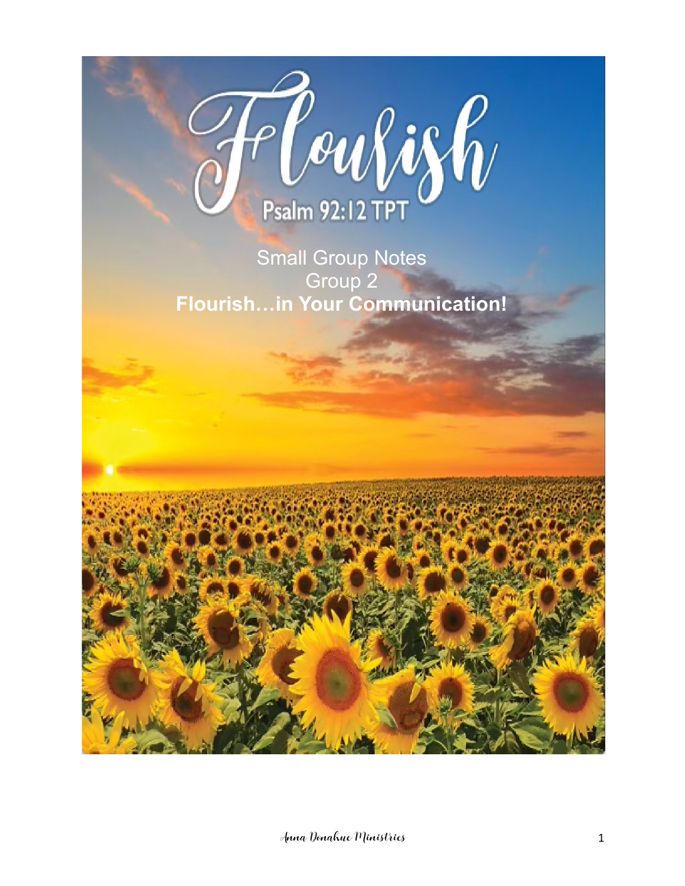# Flourish

Psalm 92:12 TPT

Small Group Notes

Group 2

**Flourish…in Your Communication!**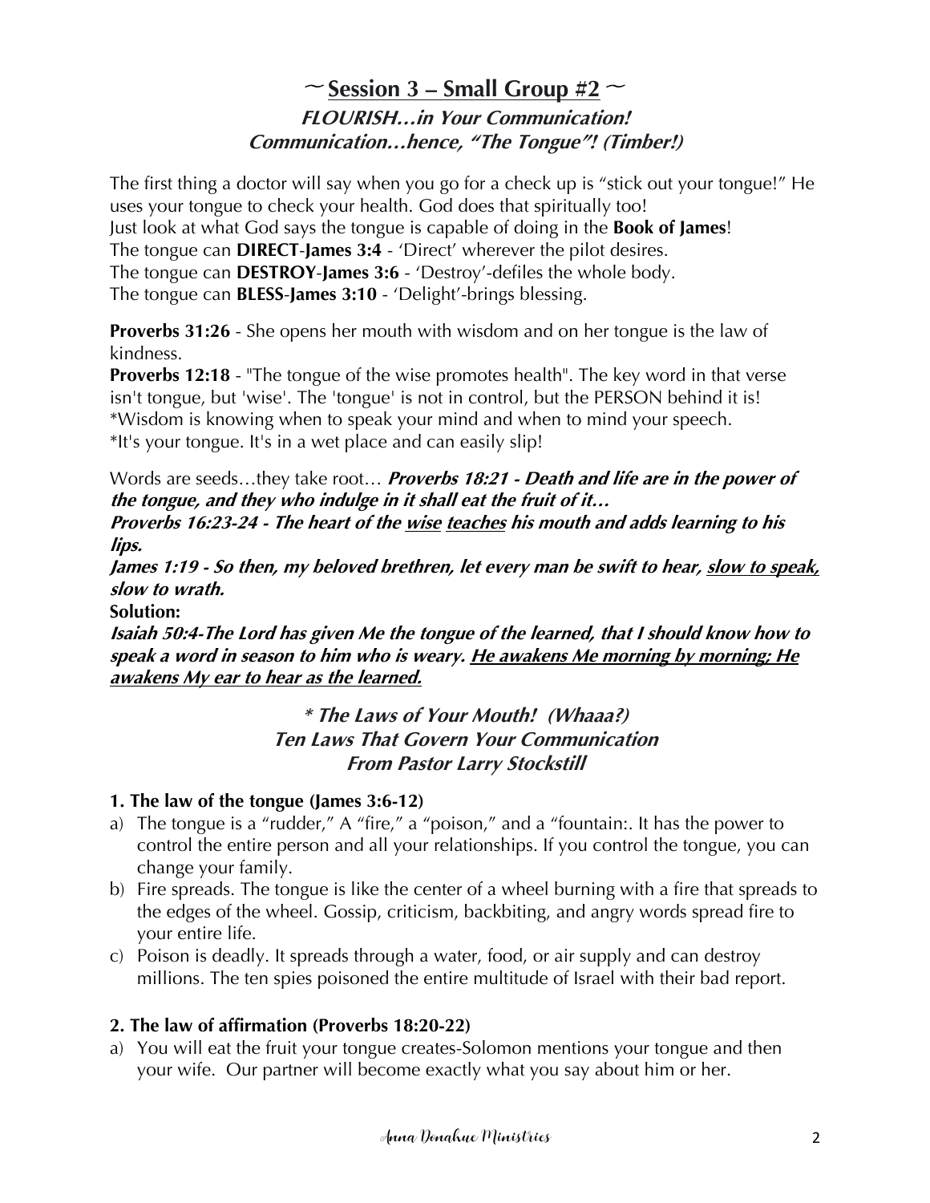## ~ Session 3 – Small Group #2 ~

### *FLOURISH…in Your Communication!*
### *Communication…hence, "The Tongue"! (Timber!)*

The first thing a doctor will say when you go for a check up is "stick out your tongue!" He uses your tongue to check your health. God does that spiritually too!
Just look at what God says the tongue is capable of doing in the **Book of James**!
The tongue can **DIRECT**-**James 3:4** - 'Direct' wherever the pilot desires.
The tongue can **DESTROY**-**James 3:6** - 'Destroy'-defiles the whole body.
The tongue can **BLESS**-**James 3:10** - 'Delight'-brings blessing.

**Proverbs 31:26** - She opens her mouth with wisdom and on her tongue is the law of kindness.
**Proverbs 12:18** - "The tongue of the wise promotes health". The key word in that verse isn't tongue, but 'wise'. The 'tongue' is not in control, but the PERSON behind it is!
*Wisdom is knowing when to speak your mind and when to mind your speech.
*It's your tongue. It's in a wet place and can easily slip!

Words are seeds…they take root… ***Proverbs 18:21 - Death and life are in the power of the tongue, and they who indulge in it shall eat the fruit of it…***
***Proverbs 16:23-24 - The heart of the <u>wise</u> <u>teaches</u> his mouth and adds learning to his lips.***
***James 1:19 - So then, my beloved brethren, let every man be swift to hear, <u>slow to speak,</u> slow to wrath.***
**Solution:**
***Isaiah 50:4-The Lord has given Me the tongue of the learned, that I should know how to speak a word in season to him who is weary. <u>He awakens Me morning by morning; He awakens My ear to hear as the learned.</u>***

### *\* The Laws of Your Mouth! (Whaaa?)*
### *Ten Laws That Govern Your Communication*
### *From Pastor Larry Stockstill*

**1. The law of the tongue (James 3:6-12)**

a) The tongue is a "rudder," A "fire," a "poison," and a "fountain:. It has the power to control the entire person and all your relationships. If you control the tongue, you can change your family.
b) Fire spreads. The tongue is like the center of a wheel burning with a fire that spreads to the edges of the wheel. Gossip, criticism, backbiting, and angry words spread fire to your entire life.
c) Poison is deadly. It spreads through a water, food, or air supply and can destroy millions. The ten spies poisoned the entire multitude of Israel with their bad report.

**2. The law of affirmation (Proverbs 18:20-22)**

a) You will eat the fruit your tongue creates-Solomon mentions your tongue and then your wife. Our partner will become exactly what you say about him or her.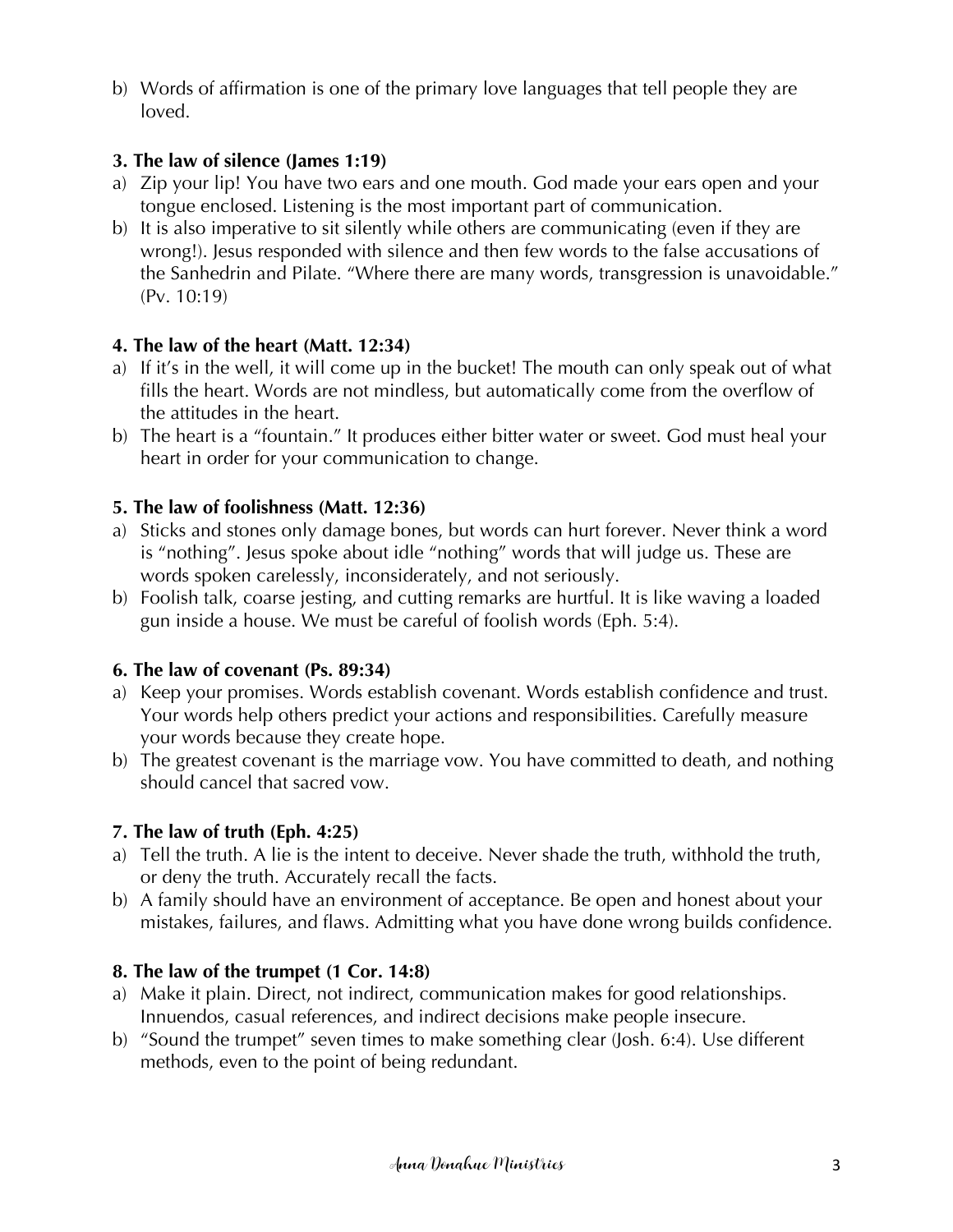b) Words of affirmation is one of the primary love languages that tell people they are loved.

**3. The law of silence (James 1:19)**

a) Zip your lip! You have two ears and one mouth. God made your ears open and your tongue enclosed. Listening is the most important part of communication.

b) It is also imperative to sit silently while others are communicating (even if they are wrong!). Jesus responded with silence and then few words to the false accusations of the Sanhedrin and Pilate. "Where there are many words, transgression is unavoidable." (Pv. 10:19)

**4. The law of the heart (Matt. 12:34)**

a) If it's in the well, it will come up in the bucket! The mouth can only speak out of what fills the heart. Words are not mindless, but automatically come from the overflow of the attitudes in the heart.

b) The heart is a "fountain." It produces either bitter water or sweet. God must heal your heart in order for your communication to change.

**5. The law of foolishness (Matt. 12:36)**

a) Sticks and stones only damage bones, but words can hurt forever. Never think a word is "nothing". Jesus spoke about idle "nothing" words that will judge us. These are words spoken carelessly, inconsiderately, and not seriously.

b) Foolish talk, coarse jesting, and cutting remarks are hurtful. It is like waving a loaded gun inside a house. We must be careful of foolish words (Eph. 5:4).

**6. The law of covenant (Ps. 89:34)**

a) Keep your promises. Words establish covenant. Words establish confidence and trust. Your words help others predict your actions and responsibilities. Carefully measure your words because they create hope.

b) The greatest covenant is the marriage vow. You have committed to death, and nothing should cancel that sacred vow.

**7. The law of truth (Eph. 4:25)**

a) Tell the truth. A lie is the intent to deceive. Never shade the truth, withhold the truth, or deny the truth. Accurately recall the facts.

b) A family should have an environment of acceptance. Be open and honest about your mistakes, failures, and flaws. Admitting what you have done wrong builds confidence.

**8. The law of the trumpet (1 Cor. 14:8)**

a) Make it plain. Direct, not indirect, communication makes for good relationships. Innuendos, casual references, and indirect decisions make people insecure.

b) "Sound the trumpet" seven times to make something clear (Josh. 6:4). Use different methods, even to the point of being redundant.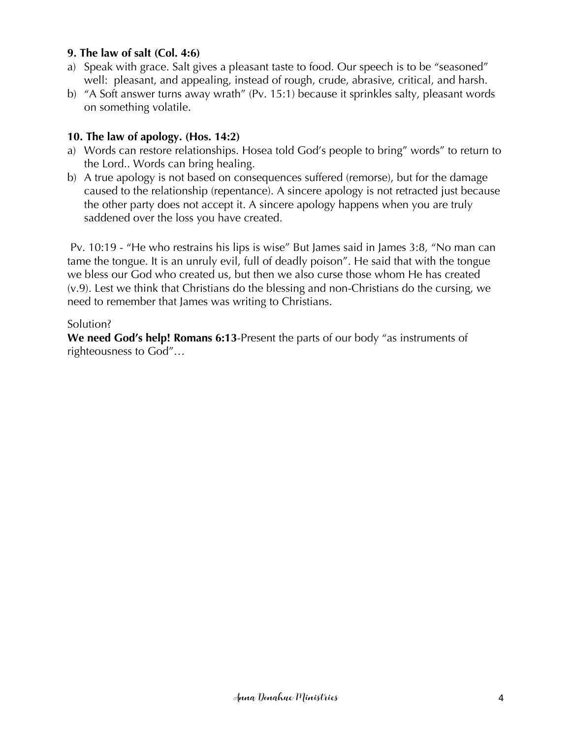**9. The law of salt (Col. 4:6)**

a) Speak with grace. Salt gives a pleasant taste to food. Our speech is to be "seasoned" well: pleasant, and appealing, instead of rough, crude, abrasive, critical, and harsh.
b) "A Soft answer turns away wrath" (Pv. 15:1) because it sprinkles salty, pleasant words on something volatile.

**10. The law of apology. (Hos. 14:2)**

a) Words can restore relationships. Hosea told God's people to bring" words" to return to the Lord.. Words can bring healing.
b) A true apology is not based on consequences suffered (remorse), but for the damage caused to the relationship (repentance). A sincere apology is not retracted just because the other party does not accept it. A sincere apology happens when you are truly saddened over the loss you have created.

Pv. 10:19 - "He who restrains his lips is wise" But James said in James 3:8, "No man can tame the tongue. It is an unruly evil, full of deadly poison". He said that with the tongue we bless our God who created us, but then we also curse those whom He has created (v.9). Lest we think that Christians do the blessing and non-Christians do the cursing, we need to remember that James was writing to Christians.

Solution?

**We need God's help! Romans 6:13**-Present the parts of our body "as instruments of righteousness to God"…